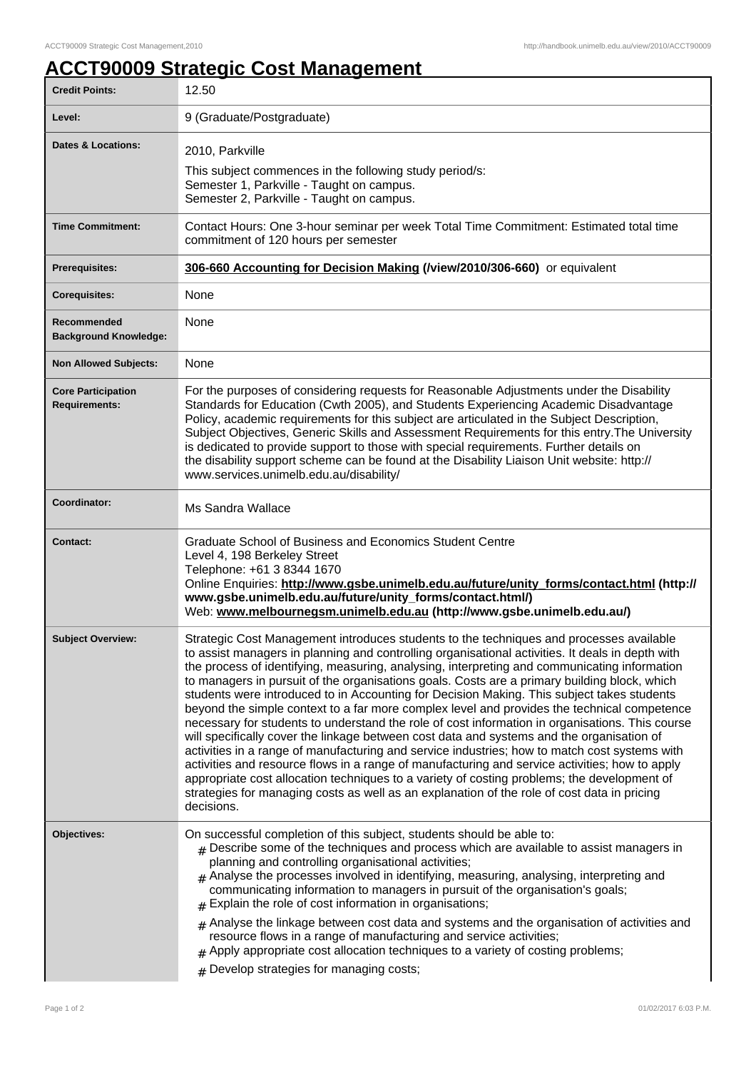# ACCT90009 Strategic Cost Management

| | |
|---|---|
| **Credit Points:** | 12.50 |
| **Level:** | 9 (Graduate/Postgraduate) |
| **Dates & Locations:** | 2010, Parkville<br>This subject commences in the following study period/s:<br>Semester 1, Parkville - Taught on campus.<br>Semester 2, Parkville - Taught on campus. |
| **Time Commitment:** | Contact Hours: One 3-hour seminar per week Total Time Commitment: Estimated total time commitment of 120 hours per semester |
| **Prerequisites:** | **306-660 Accounting for Decision Making (/view/2010/306-660)** or equivalent |
| **Corequisites:** | None |
| **Recommended Background Knowledge:** | None |
| **Non Allowed Subjects:** | None |
| **Core Participation Requirements:** | For the purposes of considering requests for Reasonable Adjustments under the Disability Standards for Education (Cwth 2005), and Students Experiencing Academic Disadvantage Policy, academic requirements for this subject are articulated in the Subject Description, Subject Objectives, Generic Skills and Assessment Requirements for this entry.The University is dedicated to provide support to those with special requirements. Further details on the disability support scheme can be found at the Disability Liaison Unit website: http://www.services.unimelb.edu.au/disability/ |
| **Coordinator:** | Ms Sandra Wallace |
| **Contact:** | Graduate School of Business and Economics Student Centre<br>Level 4, 198 Berkeley Street<br>Telephone: +61 3 8344 1670<br>Online Enquiries: **http://www.gsbe.unimelb.edu.au/future/unity_forms/contact.html (http://www.gsbe.unimelb.edu.au/future/unity_forms/contact.html/)**<br>Web: **www.melbournegsm.unimelb.edu.au (http://www.gsbe.unimelb.edu.au/)** |
| **Subject Overview:** | Strategic Cost Management introduces students to the techniques and processes available to assist managers in planning and controlling organisational activities. It deals in depth with the process of identifying, measuring, analysing, interpreting and communicating information to managers in pursuit of the organisations goals. Costs are a primary building block, which students were introduced to in Accounting for Decision Making. This subject takes students beyond the simple context to a far more complex level and provides the technical competence necessary for students to understand the role of cost information in organisations. This course will specifically cover the linkage between cost data and systems and the organisation of activities in a range of manufacturing and service industries; how to match cost systems with activities and resource flows in a range of manufacturing and service activities; how to apply appropriate cost allocation techniques to a variety of costing problems; the development of strategies for managing costs as well as an explanation of the role of cost data in pricing decisions. |
| **Objectives:** | On successful completion of this subject, students should be able to:<br># Describe some of the techniques and process which are available to assist managers in planning and controlling organisational activities;<br># Analyse the processes involved in identifying, measuring, analysing, interpreting and communicating information to managers in pursuit of the organisation's goals;<br># Explain the role of cost information in organisations;<br># Analyse the linkage between cost data and systems and the organisation of activities and resource flows in a range of manufacturing and service activities;<br># Apply appropriate cost allocation techniques to a variety of costing problems;<br># Develop strategies for managing costs; |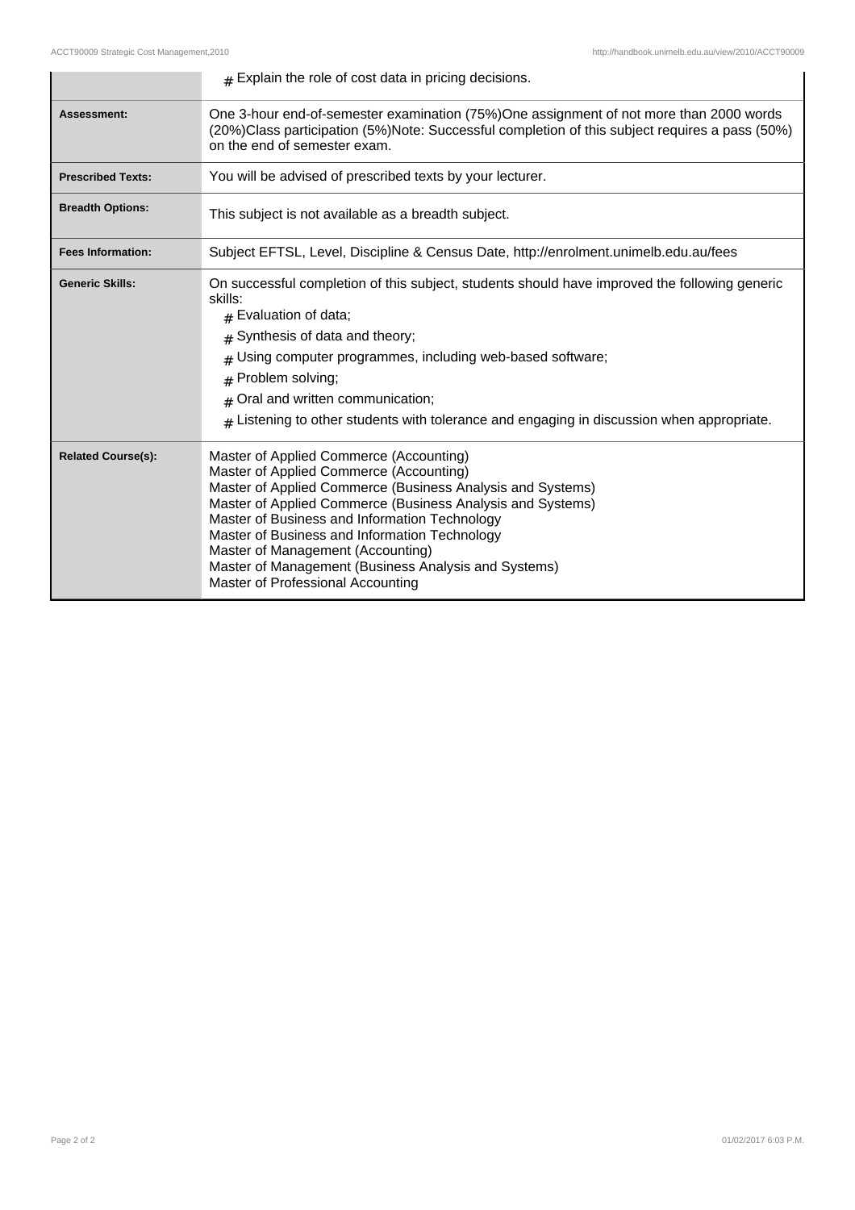| | |
|---|---|
| | # Explain the role of cost data in pricing decisions. |
| **Assessment:** | One 3-hour end-of-semester examination (75%)One assignment of not more than 2000 words (20%)Class participation (5%)Note: Successful completion of this subject requires a pass (50%) on the end of semester exam. |
| **Prescribed Texts:** | You will be advised of prescribed texts by your lecturer. |
| **Breadth Options:** | This subject is not available as a breadth subject. |
| **Fees Information:** | Subject EFTSL, Level, Discipline & Census Date, http://enrolment.unimelb.edu.au/fees |
| **Generic Skills:** | On successful completion of this subject, students should have improved the following generic skills:<br># Evaluation of data;<br># Synthesis of data and theory;<br># Using computer programmes, including web-based software;<br># Problem solving;<br># Oral and written communication;<br># Listening to other students with tolerance and engaging in discussion when appropriate. |
| **Related Course(s):** | Master of Applied Commerce (Accounting)<br>Master of Applied Commerce (Accounting)<br>Master of Applied Commerce (Business Analysis and Systems)<br>Master of Applied Commerce (Business Analysis and Systems)<br>Master of Business and Information Technology<br>Master of Business and Information Technology<br>Master of Management (Accounting)<br>Master of Management (Business Analysis and Systems)<br>Master of Professional Accounting |